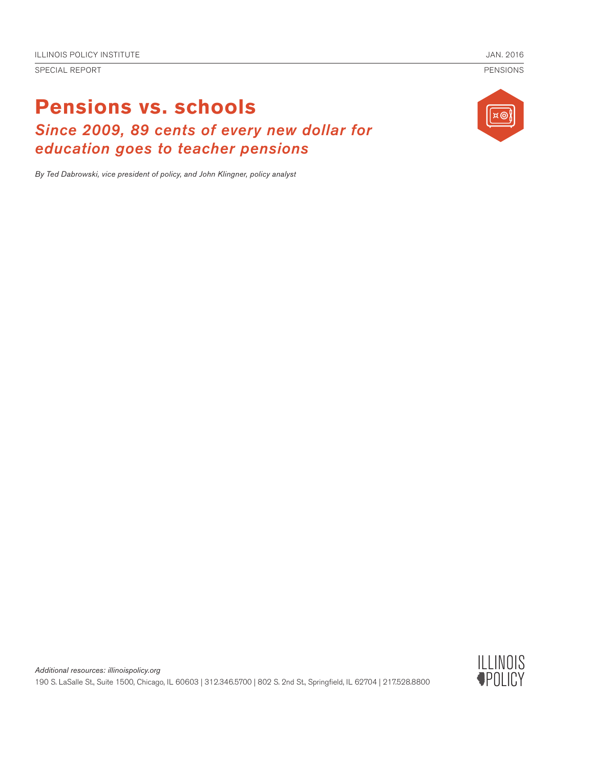ILLINOIS POLICY INSTITUTE

JAN. 2016

SPECIAL REPORT

PENSIONS

# Pensions vs. schools

## *Since 2009, 89 cents of every new dollar for education goes to teacher pensions*

*By Ted Dabrowski, vice president of policy, and John Klingner, policy analyst*

*Additional resources: illinoispolicy.org*

190 S. LaSalle St., Suite 1500, Chicago, IL 60603 | 312.346.5700 | 802 S. 2nd St., Springfield, IL 62704 | 217.528.8800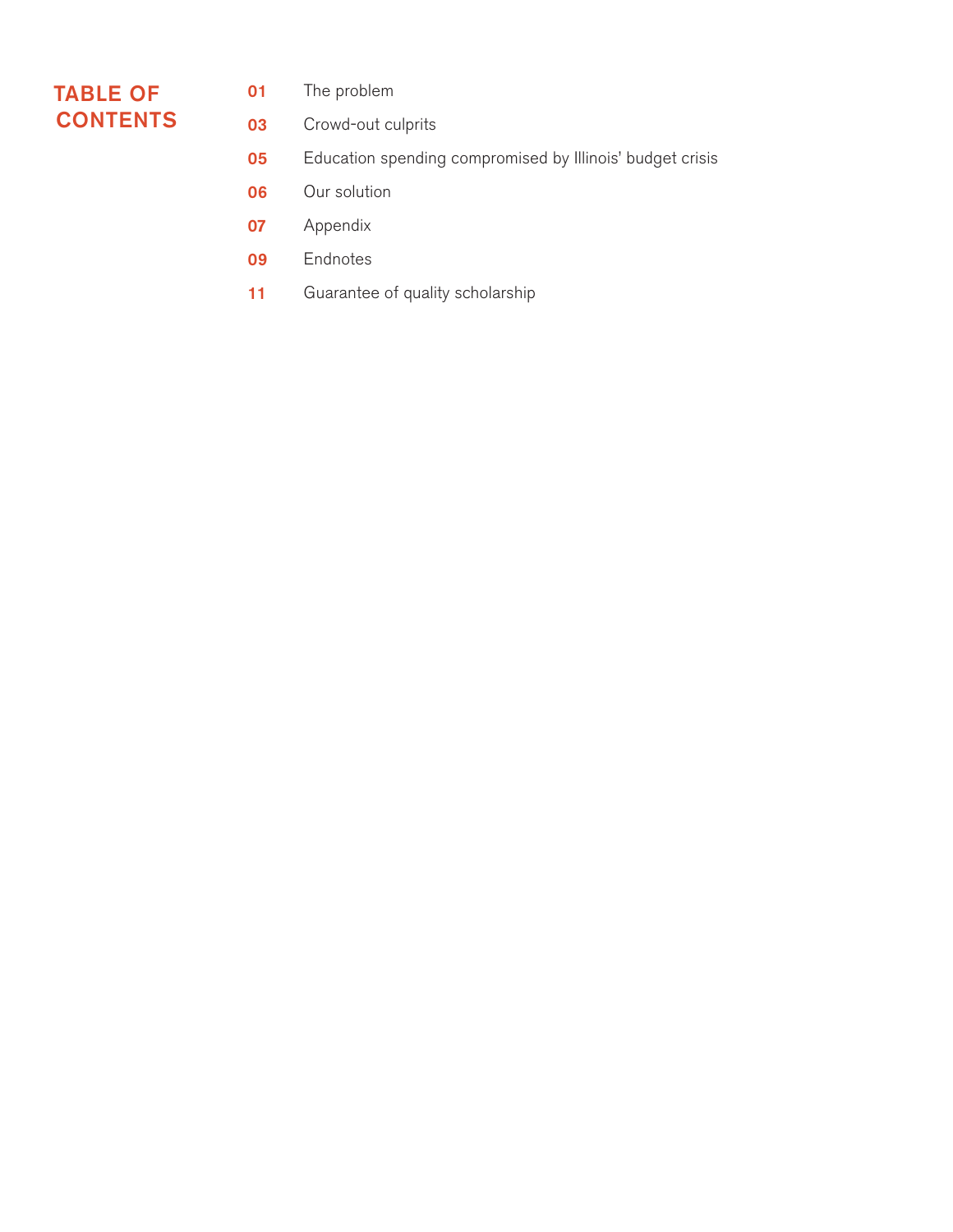# TABLE OF CONTENTS

| | |
|---|---|
| **01** | The problem |
| **03** | Crowd-out culprits |
| **05** | Education spending compromised by Illinois' budget crisis |
| **06** | Our solution |
| **07** | Appendix |
| **09** | Endnotes |
| **11** | Guarantee of quality scholarship |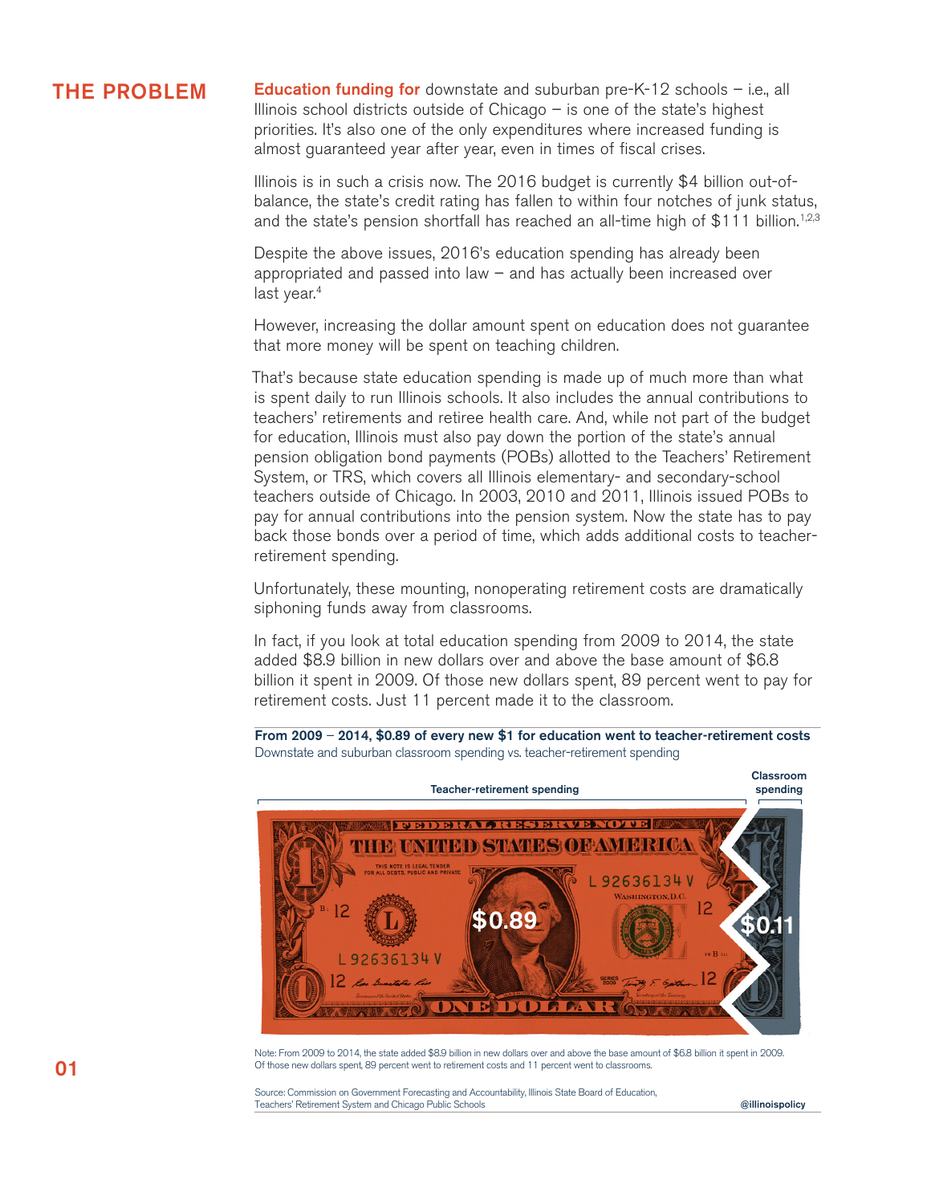## THE PROBLEM

**Education funding for** downstate and suburban pre-K-12 schools – i.e., all Illinois school districts outside of Chicago – is one of the state's highest priorities. It's also one of the only expenditures where increased funding is almost guaranteed year after year, even in times of fiscal crises.

Illinois is in such a crisis now. The 2016 budget is currently $4 billion out-of-balance, the state's credit rating has fallen to within four notches of junk status, and the state's pension shortfall has reached an all-time high of $111 billion.[1,2,3]

Despite the above issues, 2016's education spending has already been appropriated and passed into law – and has actually been increased over last year.[4]

However, increasing the dollar amount spent on education does not guarantee that more money will be spent on teaching children.

That's because state education spending is made up of much more than what is spent daily to run Illinois schools. It also includes the annual contributions to teachers' retirements and retiree health care. And, while not part of the budget for education, Illinois must also pay down the portion of the state's annual pension obligation bond payments (POBs) allotted to the Teachers' Retirement System, or TRS, which covers all Illinois elementary- and secondary-school teachers outside of Chicago. In 2003, 2010 and 2011, Illinois issued POBs to pay for annual contributions into the pension system. Now the state has to pay back those bonds over a period of time, which adds additional costs to teacher-retirement spending.

Unfortunately, these mounting, nonoperating retirement costs are dramatically siphoning funds away from classrooms.

In fact, if you look at total education spending from 2009 to 2014, the state added $8.9 billion in new dollars over and above the base amount of $6.8 billion it spent in 2009. Of those new dollars spent, 89 percent went to pay for retirement costs. Just 11 percent made it to the classroom.

**From 2009 – 2014, $0.89 of every new $1 for education went to teacher-retirement costs**

Downstate and suburban classroom spending vs. teacher-retirement spending

Teacher-retirement spending: $0.89

Classroom spending: $0.11

Note: From 2009 to 2014, the state added $8.9 billion in new dollars over and above the base amount of $6.8 billion it spent in 2009. Of those new dollars spent, 89 percent went to retirement costs and 11 percent went to classrooms.

Source: Commission on Government Forecasting and Accountability, Illinois State Board of Education, Teachers' Retirement System and Chicago Public Schools

@illinoispolicy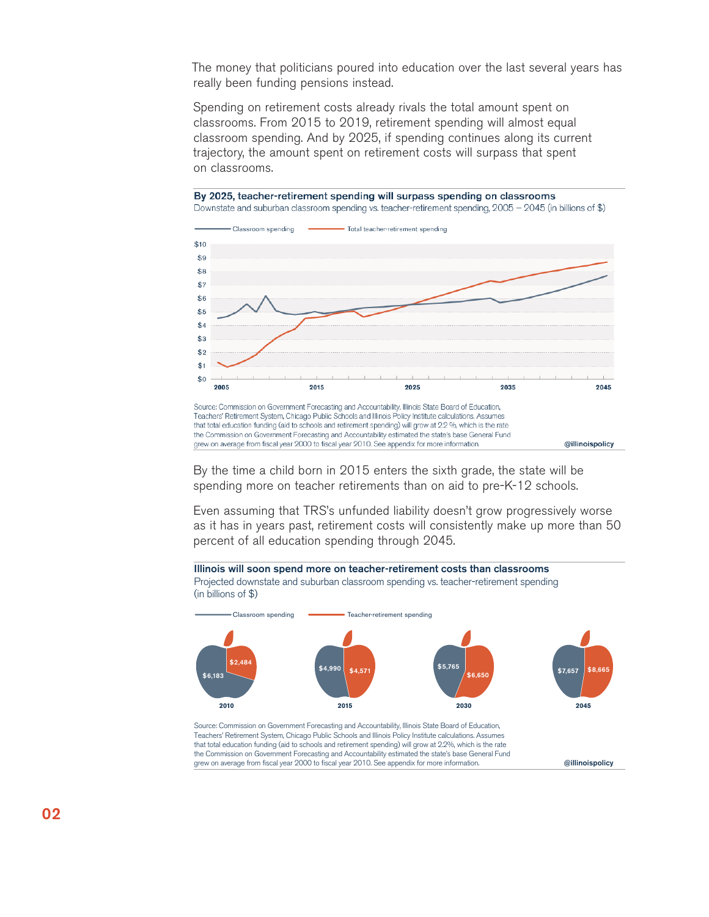The money that politicians poured into education over the last several years has really been funding pensions instead.

Spending on retirement costs already rivals the total amount spent on classrooms. From 2015 to 2019, retirement spending will almost equal classroom spending. And by 2025, if spending continues along its current trajectory, the amount spent on retirement costs will surpass that spent on classrooms.

**By 2025, teacher-retirement spending will surpass spending on classrooms**

Downstate and suburban classroom spending vs. teacher-retirement spending, 2005 – 2045 (in billions of $)

Source: Commission on Government Forecasting and Accountability, Illinois State Board of Education, Teachers' Retirement System, Chicago Public Schools and Illinois Policy Institute calculations. Assumes that total education funding (aid to schools and retirement spending) will grow at 2.2 %, which is the rate the Commission on Government Forecasting and Accountability estimated the state's base General Fund grew on average from fiscal year 2000 to fiscal year 2010. See appendix for more information. @illinoispolicy

By the time a child born in 2015 enters the sixth grade, the state will be spending more on teacher retirements than on aid to pre-K-12 schools.

Even assuming that TRS's unfunded liability doesn't grow progressively worse as it has in years past, retirement costs will consistently make up more than 50 percent of all education spending through 2045.

**Illinois will soon spend more on teacher-retirement costs than classrooms**

Projected downstate and suburban classroom spending vs. teacher-retirement spending (in billions of $)

| Year | Classroom spending | Teacher-retirement spending |
|---|---|---|
| 2010 | $6,183 | $2,484 |
| 2015 | $4,990 | $4,571 |
| 2030 | $5,765 | $6,650 |
| 2045 | $7,657 | $8,665 |

Source: Commission on Government Forecasting and Accountability, Illinois State Board of Education, Teachers' Retirement System, Chicago Public Schools and Illinois Policy Institute calculations. Assumes that total education funding (aid to schools and retirement spending) will grow at 2.2%, which is the rate the Commission on Government Forecasting and Accountability estimated the state's base General Fund grew on average from fiscal year 2000 to fiscal year 2010. See appendix for more information. @illinoispolicy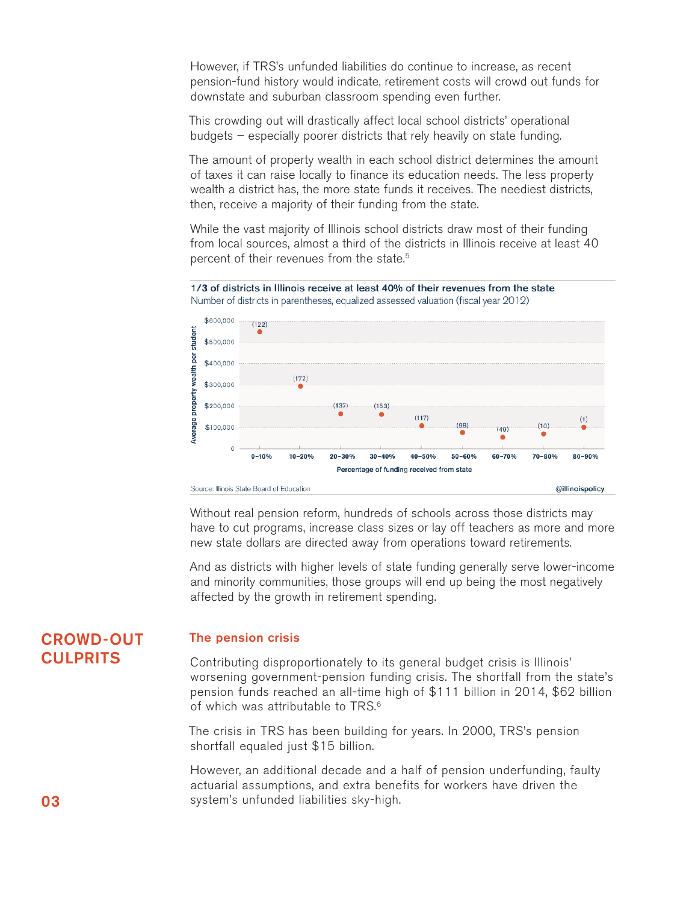However, if TRS's unfunded liabilities do continue to increase, as recent pension-fund history would indicate, retirement costs will crowd out funds for downstate and suburban classroom spending even further.

This crowding out will drastically affect local school districts' operational budgets – especially poorer districts that rely heavily on state funding.

The amount of property wealth in each school district determines the amount of taxes it can raise locally to finance its education needs. The less property wealth a district has, the more state funds it receives. The neediest districts, then, receive a majority of their funding from the state.

While the vast majority of Illinois school districts draw most of their funding from local sources, almost a third of the districts in Illinois receive at least 40 percent of their revenues from the state.[5]

**1/3 of districts in Illinois receive at least 40% of their revenues from the state**
Number of districts in parentheses, equalized assessed valuation (fiscal year 2012)

| Percentage of funding received from state | Number of districts |
| --- | --- |
| 0–10% | (122) |
| 10–20% | (172) |
| 20–30% | (137) |
| 30–40% | (153) |
| 40–50% | (117) |
| 50–60% | (98) |
| 60–70% | (49) |
| 70–80% | (10) |
| 80–90% | (1) |

Y-axis: Average property wealth per student ($0 – $600,000)

Source: Illinois State Board of Education — @illinoispolicy

Without real pension reform, hundreds of schools across those districts may have to cut programs, increase class sizes or lay off teachers as more and more new state dollars are directed away from operations toward retirements.

And as districts with higher levels of state funding generally serve lower-income and minority communities, those groups will end up being the most negatively affected by the growth in retirement spending.

## CROWD-OUT CULPRITS

### The pension crisis

Contributing disproportionately to its general budget crisis is Illinois' worsening government-pension funding crisis. The shortfall from the state's pension funds reached an all-time high of $111 billion in 2014, $62 billion of which was attributable to TRS.[6]

The crisis in TRS has been building for years. In 2000, TRS's pension shortfall equaled just $15 billion.

However, an additional decade and a half of pension underfunding, faulty actuarial assumptions, and extra benefits for workers have driven the system's unfunded liabilities sky-high.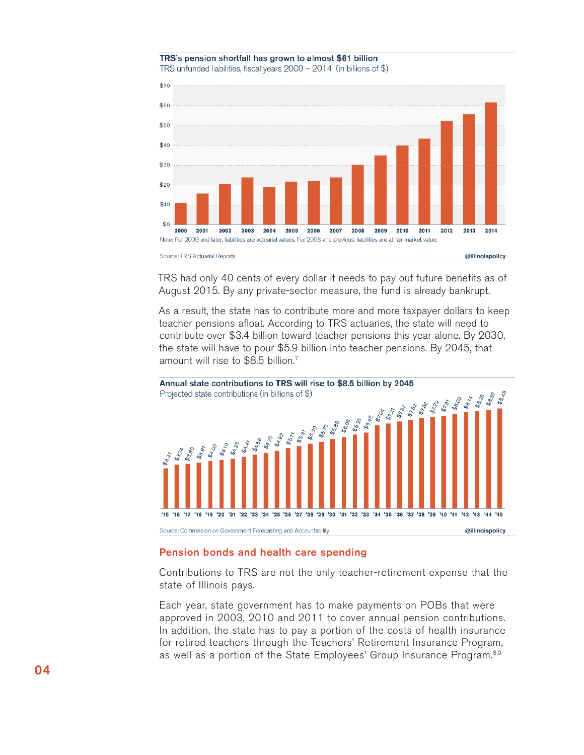**TRS's pension shortfall has grown to almost $61 billion**

TRS unfunded liabilities, fiscal years 2000 – 2014 (in billions of $)

Note: For 2009 and later, liabilities are actuarial values. For 2008 and previous: liabilities are at fair market value.

Source: TRS Actuarial Reports

@illinoispolicy

TRS had only 40 cents of every dollar it needs to pay out future benefits as of August 2015. By any private-sector measure, the fund is already bankrupt.

As a result, the state has to contribute more and more taxpayer dollars to keep teacher pensions afloat. According to TRS actuaries, the state will need to contribute over $3.4 billion toward teacher pensions this year alone. By 2030, the state will have to pour $5.9 billion into teacher pensions. By 2045, that amount will rise to $8.5 billion.[7]

**Annual state contributions to TRS will rise to $8.5 billion by 2045**

Projected state contributions (in billions of $)

| '15 | '16 | '17 | '18 | '19 | '20 | '21 | '22 | '23 | '24 | '25 | '26 | '27 | '28 | '29 | '30 | '31 | '32 | '33 | '34 | '35 | '36 | '37 | '38 | '39 | '40 | '41 | '42 | '43 | '44 | '45 |
|---|---|---|---|---|---|---|---|---|---|---|---|---|---|---|---|---|---|---|---|---|---|---|---|---|---|---|---|---|---|---|
| $3.41 | $3.74 | $3.80 | $3.91 | $4.00 | $4.10 | $4.25 | $4.41 | $4.58 | $4.75 | $4.92 | $5.11 | $5.31 | $5.50 | $5.70 | $5.88 | $6.06 | $6.25 | $6.45 | $7.04 | $7.21 | $7.37 | $7.52 | $7.66 | $7.79 | $7.91 | $8.03 | $8.14 | $8.25 | $8.37 | $8.48 |

Source: Commission on Government Forecasting and Accountability

@illinoispolicy

## Pension bonds and health care spending

Contributions to TRS are not the only teacher-retirement expense that the state of Illinois pays.

Each year, state government has to make payments on POBs that were approved in 2003, 2010 and 2011 to cover annual pension contributions. In addition, the state has to pay a portion of the costs of health insurance for retired teachers through the Teachers' Retirement Insurance Program, as well as a portion of the State Employees' Group Insurance Program.[8,9]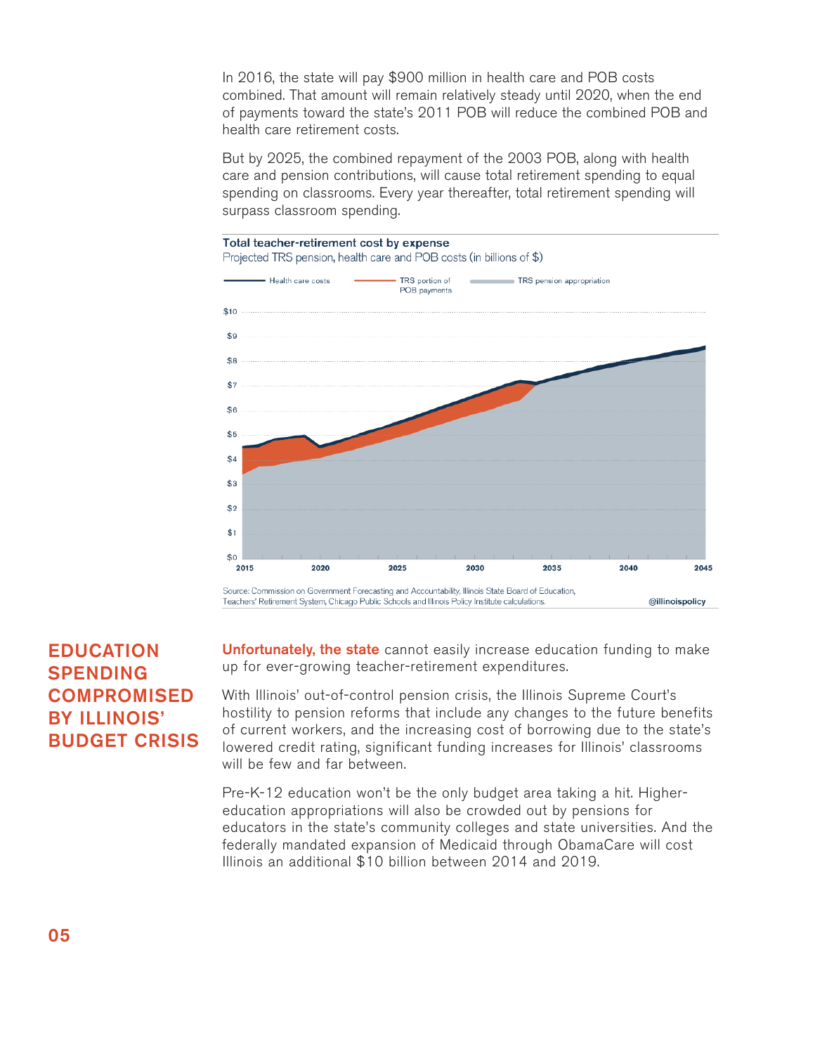In 2016, the state will pay $900 million in health care and POB costs combined. That amount will remain relatively steady until 2020, when the end of payments toward the state's 2011 POB will reduce the combined POB and health care retirement costs.

But by 2025, the combined repayment of the 2003 POB, along with health care and pension contributions, will cause total retirement spending to equal spending on classrooms. Every year thereafter, total retirement spending will surpass classroom spending.

**Total teacher-retirement cost by expense**
Projected TRS pension, health care and POB costs (in billions of $)

Source: Commission on Government Forecasting and Accountability, Illinois State Board of Education, Teachers' Retirement System, Chicago Public Schools and Illinois Policy Institute calculations. @illinoispolicy

## EDUCATION SPENDING COMPROMISED BY ILLINOIS' BUDGET CRISIS

**Unfortunately, the state** cannot easily increase education funding to make up for ever-growing teacher-retirement expenditures.

With Illinois' out-of-control pension crisis, the Illinois Supreme Court's hostility to pension reforms that include any changes to the future benefits of current workers, and the increasing cost of borrowing due to the state's lowered credit rating, significant funding increases for Illinois' classrooms will be few and far between.

Pre-K-12 education won't be the only budget area taking a hit. Higher-education appropriations will also be crowded out by pensions for educators in the state's community colleges and state universities. And the federally mandated expansion of Medicaid through ObamaCare will cost Illinois an additional $10 billion between 2014 and 2019.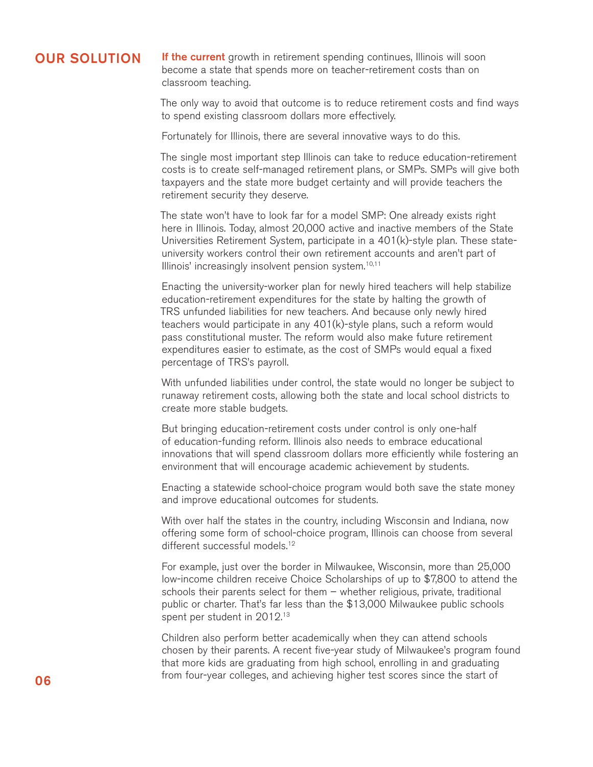## OUR SOLUTION

**If the current** growth in retirement spending continues, Illinois will soon become a state that spends more on teacher-retirement costs than on classroom teaching.

The only way to avoid that outcome is to reduce retirement costs and find ways to spend existing classroom dollars more effectively.

Fortunately for Illinois, there are several innovative ways to do this.

The single most important step Illinois can take to reduce education-retirement costs is to create self-managed retirement plans, or SMPs. SMPs will give both taxpayers and the state more budget certainty and will provide teachers the retirement security they deserve.

The state won't have to look far for a model SMP: One already exists right here in Illinois. Today, almost 20,000 active and inactive members of the State Universities Retirement System, participate in a 401(k)-style plan. These state-university workers control their own retirement accounts and aren't part of Illinois' increasingly insolvent pension system.[10,11]

Enacting the university-worker plan for newly hired teachers will help stabilize education-retirement expenditures for the state by halting the growth of TRS unfunded liabilities for new teachers. And because only newly hired teachers would participate in any 401(k)-style plans, such a reform would pass constitutional muster. The reform would also make future retirement expenditures easier to estimate, as the cost of SMPs would equal a fixed percentage of TRS's payroll.

With unfunded liabilities under control, the state would no longer be subject to runaway retirement costs, allowing both the state and local school districts to create more stable budgets.

But bringing education-retirement costs under control is only one-half of education-funding reform. Illinois also needs to embrace educational innovations that will spend classroom dollars more efficiently while fostering an environment that will encourage academic achievement by students.

Enacting a statewide school-choice program would both save the state money and improve educational outcomes for students.

With over half the states in the country, including Wisconsin and Indiana, now offering some form of school-choice program, Illinois can choose from several different successful models.[12]

For example, just over the border in Milwaukee, Wisconsin, more than 25,000 low-income children receive Choice Scholarships of up to $7,800 to attend the schools their parents select for them – whether religious, private, traditional public or charter. That's far less than the $13,000 Milwaukee public schools spent per student in 2012.[13]

Children also perform better academically when they can attend schools chosen by their parents. A recent five-year study of Milwaukee's program found that more kids are graduating from high school, enrolling in and graduating from four-year colleges, and achieving higher test scores since the start of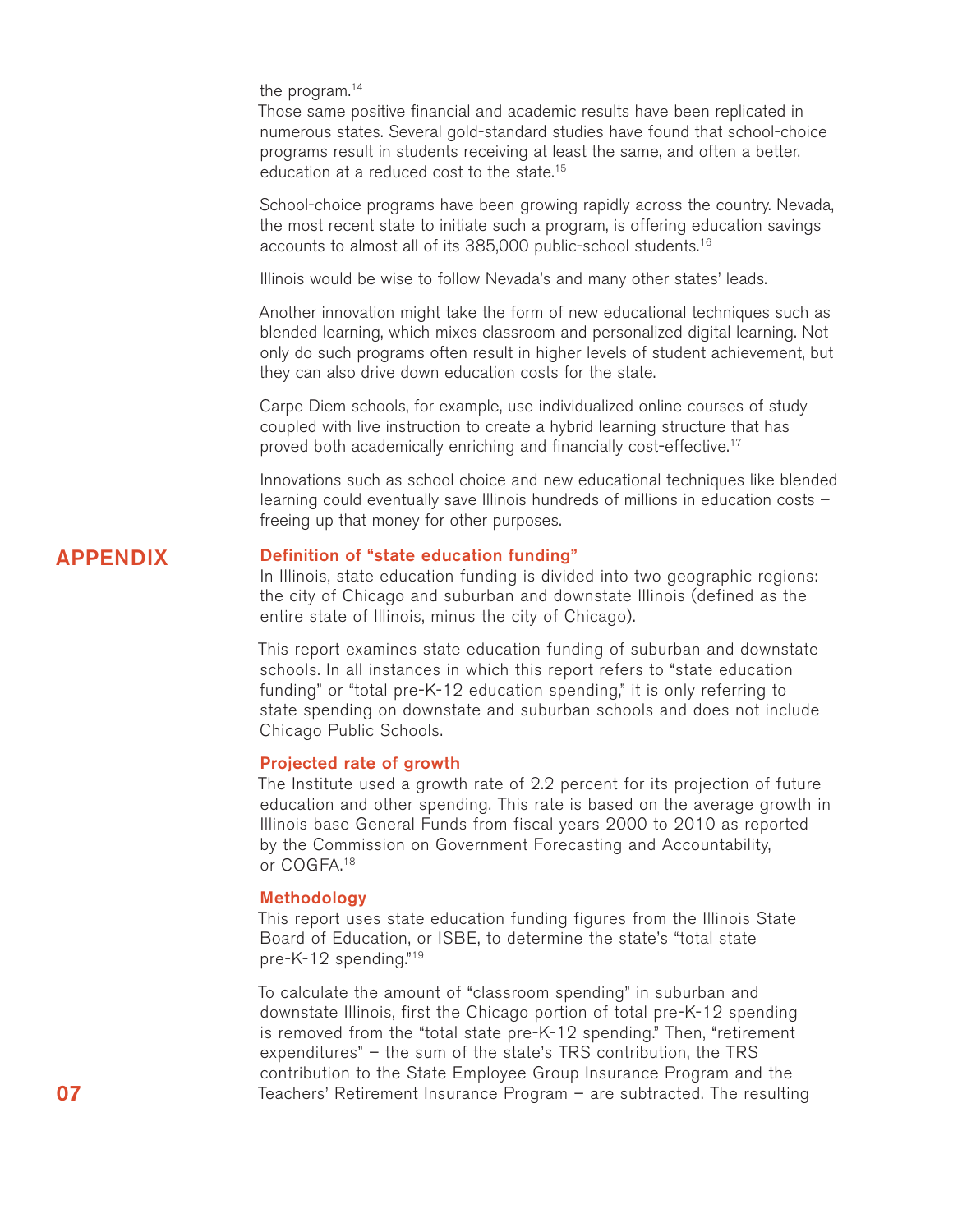the program.[14]

Those same positive financial and academic results have been replicated in numerous states. Several gold-standard studies have found that school-choice programs result in students receiving at least the same, and often a better, education at a reduced cost to the state.[15]

School-choice programs have been growing rapidly across the country. Nevada, the most recent state to initiate such a program, is offering education savings accounts to almost all of its 385,000 public-school students.[16]

Illinois would be wise to follow Nevada's and many other states' leads.

Another innovation might take the form of new educational techniques such as blended learning, which mixes classroom and personalized digital learning. Not only do such programs often result in higher levels of student achievement, but they can also drive down education costs for the state.

Carpe Diem schools, for example, use individualized online courses of study coupled with live instruction to create a hybrid learning structure that has proved both academically enriching and financially cost-effective.[17]

Innovations such as school choice and new educational techniques like blended learning could eventually save Illinois hundreds of millions in education costs – freeing up that money for other purposes.

# APPENDIX

## Definition of "state education funding"

In Illinois, state education funding is divided into two geographic regions: the city of Chicago and suburban and downstate Illinois (defined as the entire state of Illinois, minus the city of Chicago).

This report examines state education funding of suburban and downstate schools. In all instances in which this report refers to "state education funding" or "total pre-K-12 education spending," it is only referring to state spending on downstate and suburban schools and does not include Chicago Public Schools.

## Projected rate of growth

The Institute used a growth rate of 2.2 percent for its projection of future education and other spending. This rate is based on the average growth in Illinois base General Funds from fiscal years 2000 to 2010 as reported by the Commission on Government Forecasting and Accountability, or COGFA.[18]

## Methodology

This report uses state education funding figures from the Illinois State Board of Education, or ISBE, to determine the state's "total state pre-K-12 spending."[19]

To calculate the amount of "classroom spending" in suburban and downstate Illinois, first the Chicago portion of total pre-K-12 spending is removed from the "total state pre-K-12 spending." Then, "retirement expenditures" – the sum of the state's TRS contribution, the TRS contribution to the State Employee Group Insurance Program and the Teachers' Retirement Insurance Program – are subtracted. The resulting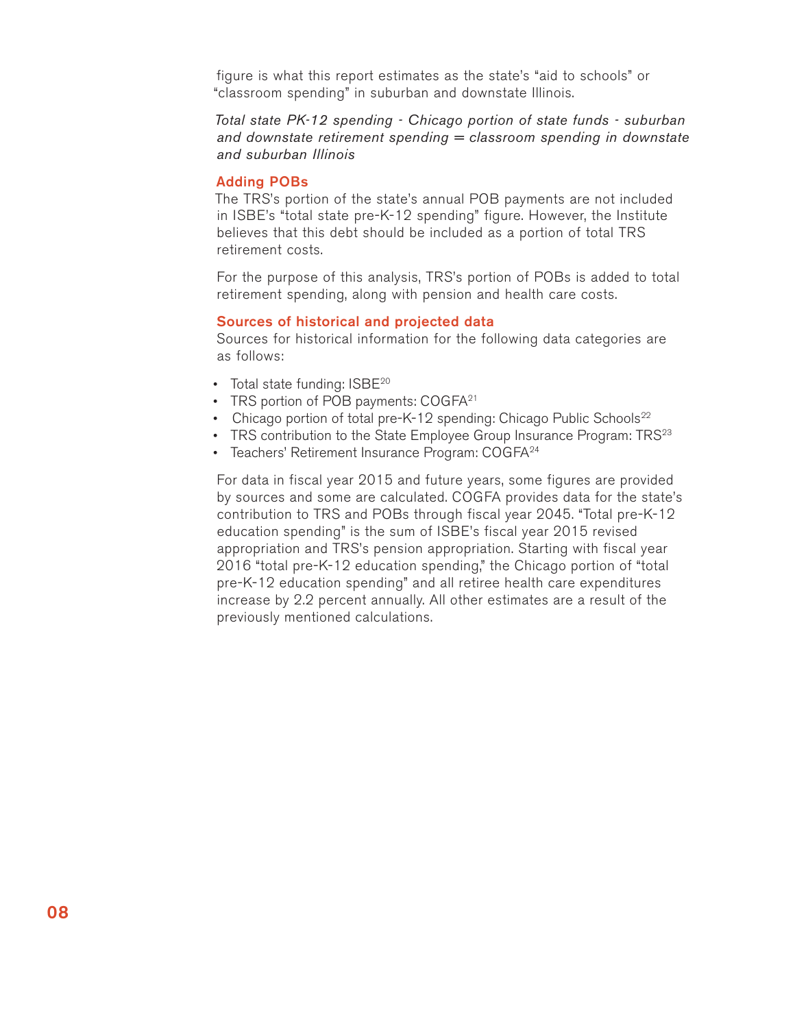figure is what this report estimates as the state's "aid to schools" or "classroom spending" in suburban and downstate Illinois.

*Total state PK-12 spending - Chicago portion of state funds - suburban and downstate retirement spending = classroom spending in downstate and suburban Illinois*

### Adding POBs

The TRS's portion of the state's annual POB payments are not included in ISBE's "total state pre-K-12 spending" figure. However, the Institute believes that this debt should be included as a portion of total TRS retirement costs.

For the purpose of this analysis, TRS's portion of POBs is added to total retirement spending, along with pension and health care costs.

### Sources of historical and projected data

Sources for historical information for the following data categories are as follows:

- Total state funding: ISBE[20]
- TRS portion of POB payments: COGFA[21]
- Chicago portion of total pre-K-12 spending: Chicago Public Schools[22]
- TRS contribution to the State Employee Group Insurance Program: TRS[23]
- Teachers' Retirement Insurance Program: COGFA[24]

For data in fiscal year 2015 and future years, some figures are provided by sources and some are calculated. COGFA provides data for the state's contribution to TRS and POBs through fiscal year 2045. "Total pre-K-12 education spending" is the sum of ISBE's fiscal year 2015 revised appropriation and TRS's pension appropriation. Starting with fiscal year 2016 "total pre-K-12 education spending," the Chicago portion of "total pre-K-12 education spending" and all retiree health care expenditures increase by 2.2 percent annually. All other estimates are a result of the previously mentioned calculations.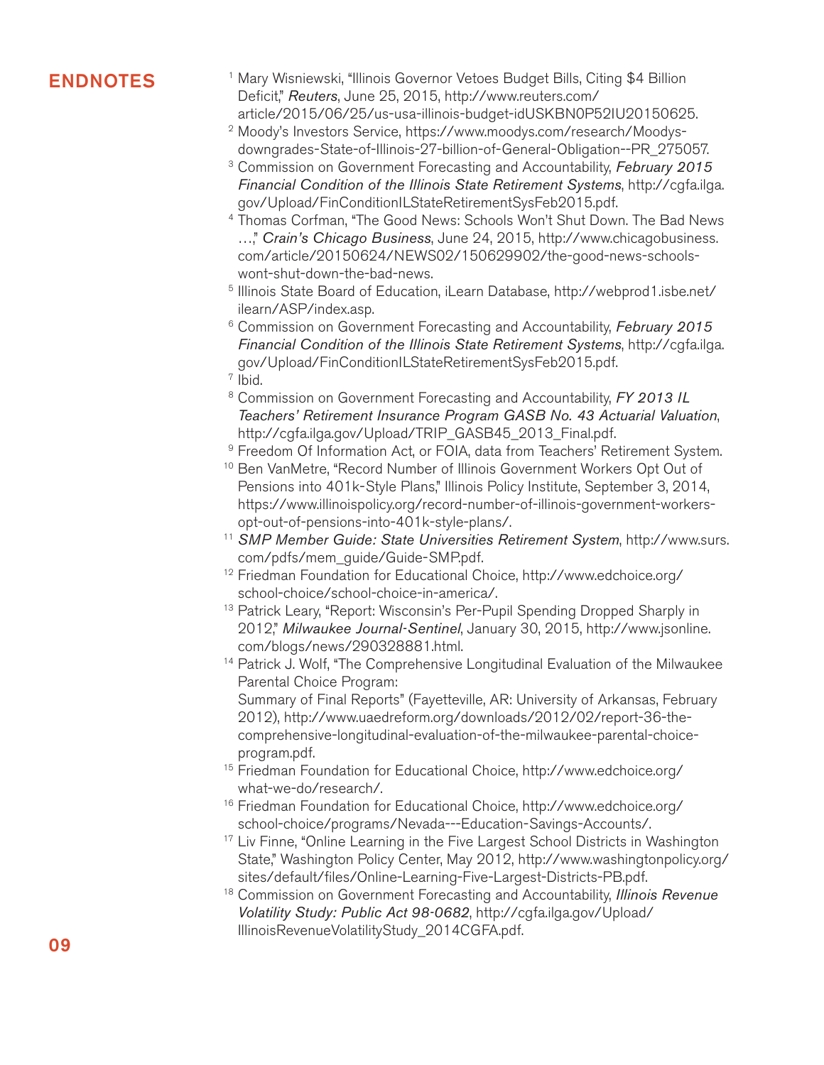## ENDNOTES

1. Mary Wisniewski, "Illinois Governor Vetoes Budget Bills, Citing $4 Billion Deficit," *Reuters*, June 25, 2015, http://www.reuters.com/article/2015/06/25/us-usa-illinois-budget-idUSKBN0P52IU20150625.
2. Moody's Investors Service, https://www.moodys.com/research/Moodys-downgrades-State-of-Illinois-27-billion-of-General-Obligation--PR_275057.
3. Commission on Government Forecasting and Accountability, *February 2015 Financial Condition of the Illinois State Retirement Systems*, http://cgfa.ilga.gov/Upload/FinConditionILStateRetirementSysFeb2015.pdf.
4. Thomas Corfman, "The Good News: Schools Won't Shut Down. The Bad News …," *Crain's Chicago Business*, June 24, 2015, http://www.chicagobusiness.com/article/20150624/NEWS02/150629902/the-good-news-schools-wont-shut-down-the-bad-news.
5. Illinois State Board of Education, iLearn Database, http://webprod1.isbe.net/ilearn/ASP/index.asp.
6. Commission on Government Forecasting and Accountability, *February 2015 Financial Condition of the Illinois State Retirement Systems*, http://cgfa.ilga.gov/Upload/FinConditionILStateRetirementSysFeb2015.pdf.
7. Ibid.
8. Commission on Government Forecasting and Accountability, *FY 2013 IL Teachers' Retirement Insurance Program GASB No. 43 Actuarial Valuation*, http://cgfa.ilga.gov/Upload/TRIP_GASB45_2013_Final.pdf.
9. Freedom Of Information Act, or FOIA, data from Teachers' Retirement System.
10. Ben VanMetre, "Record Number of Illinois Government Workers Opt Out of Pensions into 401k-Style Plans," Illinois Policy Institute, September 3, 2014, https://www.illinoispolicy.org/record-number-of-illinois-government-workers-opt-out-of-pensions-into-401k-style-plans/.
11. *SMP Member Guide: State Universities Retirement System*, http://www.surs.com/pdfs/mem_guide/Guide-SMP.pdf.
12. Friedman Foundation for Educational Choice, http://www.edchoice.org/school-choice/school-choice-in-america/.
13. Patrick Leary, "Report: Wisconsin's Per-Pupil Spending Dropped Sharply in 2012," *Milwaukee Journal-Sentinel*, January 30, 2015, http://www.jsonline.com/blogs/news/290328881.html.
14. Patrick J. Wolf, "The Comprehensive Longitudinal Evaluation of the Milwaukee Parental Choice Program: Summary of Final Reports" (Fayetteville, AR: University of Arkansas, February 2012), http://www.uaedreform.org/downloads/2012/02/report-36-the-comprehensive-longitudinal-evaluation-of-the-milwaukee-parental-choice-program.pdf.
15. Friedman Foundation for Educational Choice, http://www.edchoice.org/what-we-do/research/.
16. Friedman Foundation for Educational Choice, http://www.edchoice.org/school-choice/programs/Nevada---Education-Savings-Accounts/.
17. Liv Finne, "Online Learning in the Five Largest School Districts in Washington State," Washington Policy Center, May 2012, http://www.washingtonpolicy.org/sites/default/files/Online-Learning-Five-Largest-Districts-PB.pdf.
18. Commission on Government Forecasting and Accountability, *Illinois Revenue Volatility Study: Public Act 98-0682*, http://cgfa.ilga.gov/Upload/IllinoisRevenueVolatilityStudy_2014CGFA.pdf.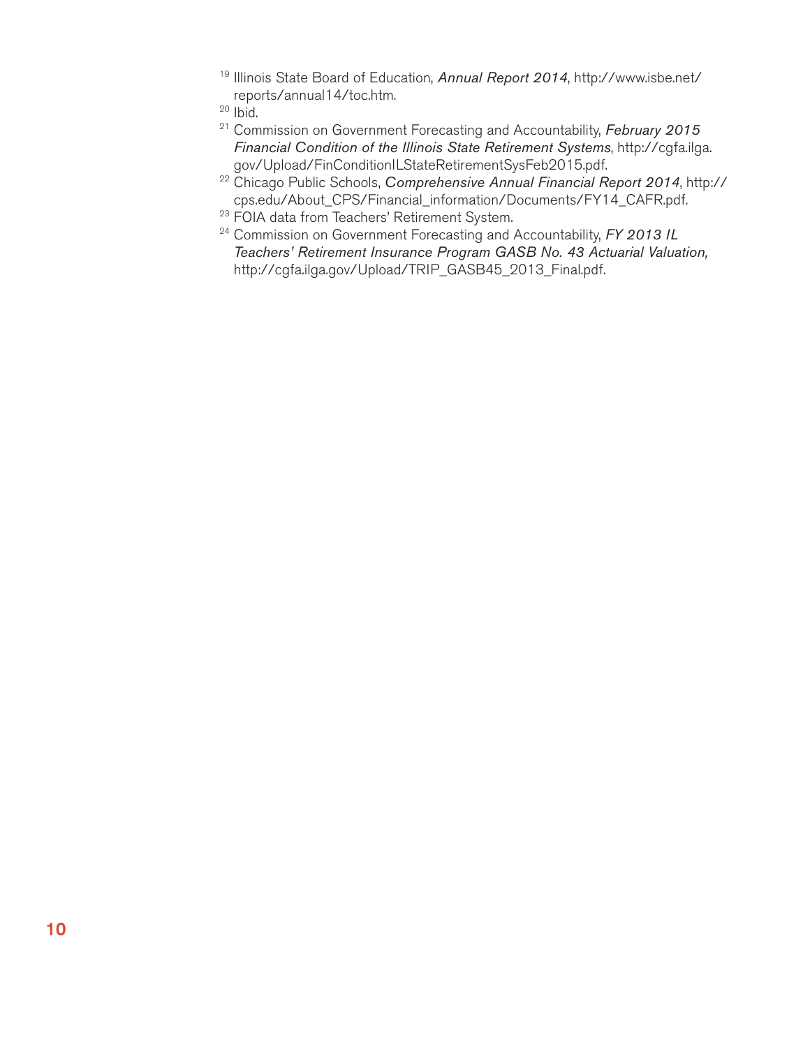[19] Illinois State Board of Education, *Annual Report 2014*, http://www.isbe.net/reports/annual14/toc.htm.

[20] Ibid.

[21] Commission on Government Forecasting and Accountability, *February 2015 Financial Condition of the Illinois State Retirement Systems*, http://cgfa.ilga.gov/Upload/FinConditionILStateRetirementSysFeb2015.pdf.

[22] Chicago Public Schools, *Comprehensive Annual Financial Report 2014*, http://cps.edu/About_CPS/Financial_information/Documents/FY14_CAFR.pdf.

[23] FOIA data from Teachers' Retirement System.

[24] Commission on Government Forecasting and Accountability, *FY 2013 IL Teachers' Retirement Insurance Program GASB No. 43 Actuarial Valuation,* http://cgfa.ilga.gov/Upload/TRIP_GASB45_2013_Final.pdf.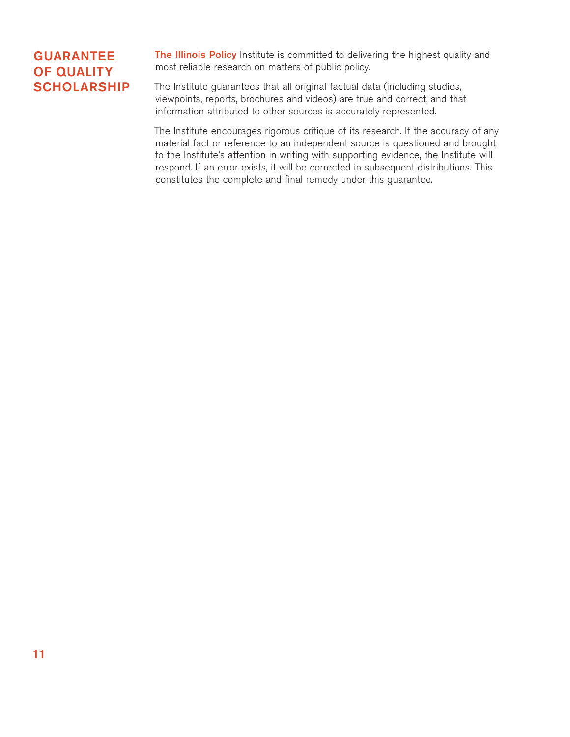## GUARANTEE OF QUALITY SCHOLARSHIP

**The Illinois Policy** Institute is committed to delivering the highest quality and most reliable research on matters of public policy.

The Institute guarantees that all original factual data (including studies, viewpoints, reports, brochures and videos) are true and correct, and that information attributed to other sources is accurately represented.

The Institute encourages rigorous critique of its research. If the accuracy of any material fact or reference to an independent source is questioned and brought to the Institute's attention in writing with supporting evidence, the Institute will respond. If an error exists, it will be corrected in subsequent distributions. This constitutes the complete and final remedy under this guarantee.